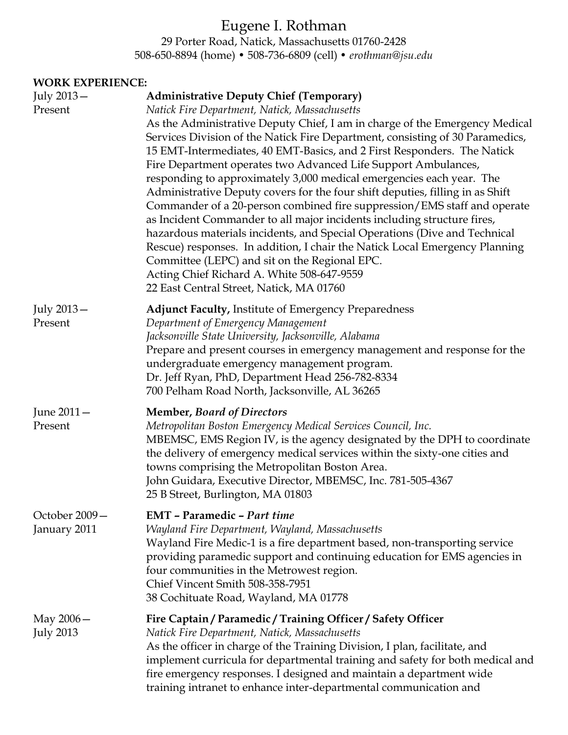# Eugene I. Rothman

29 Porter Road, Natick, Massachusetts 01760-2428
508-650-8894 (home) • 508-736-6809 (cell) • *erothman@jsu.edu*

**WORK EXPERIENCE:**

July 2013— Present

**Administrative Deputy Chief (Temporary)**
*Natick Fire Department, Natick, Massachusetts*
As the Administrative Deputy Chief, I am in charge of the Emergency Medical Services Division of the Natick Fire Department, consisting of 30 Paramedics, 15 EMT-Intermediates, 40 EMT-Basics, and 2 First Responders. The Natick Fire Department operates two Advanced Life Support Ambulances, responding to approximately 3,000 medical emergencies each year. The Administrative Deputy covers for the four shift deputies, filling in as Shift Commander of a 20-person combined fire suppression/EMS staff and operate as Incident Commander to all major incidents including structure fires, hazardous materials incidents, and Special Operations (Dive and Technical Rescue) responses. In addition, I chair the Natick Local Emergency Planning Committee (LEPC) and sit on the Regional EPC.
Acting Chief Richard A. White 508-647-9559
22 East Central Street, Natick, MA 01760

July 2013— Present

**Adjunct Faculty,** Institute of Emergency Preparedness
*Department of Emergency Management*
*Jacksonville State University, Jacksonville, Alabama*
Prepare and present courses in emergency management and response for the undergraduate emergency management program.
Dr. Jeff Ryan, PhD, Department Head 256-782-8334
700 Pelham Road North, Jacksonville, AL 36265

June 2011— Present

**Member, *Board of Directors***
*Metropolitan Boston Emergency Medical Services Council, Inc.*
MBEMSC, EMS Region IV, is the agency designated by the DPH to coordinate the delivery of emergency medical services within the sixty-one cities and towns comprising the Metropolitan Boston Area.
John Guidara, Executive Director, MBEMSC, Inc. 781-505-4367
25 B Street, Burlington, MA 01803

October 2009— January 2011

**EMT – Paramedic – *Part time***
*Wayland Fire Department, Wayland, Massachusetts*
Wayland Fire Medic-1 is a fire department based, non-transporting service providing paramedic support and continuing education for EMS agencies in four communities in the Metrowest region.
Chief Vincent Smith 508-358-7951
38 Cochituate Road, Wayland, MA 01778

May 2006— July 2013

**Fire Captain / Paramedic / Training Officer / Safety Officer**
*Natick Fire Department, Natick, Massachusetts*
As the officer in charge of the Training Division, I plan, facilitate, and implement curricula for departmental training and safety for both medical and fire emergency responses. I designed and maintain a department wide training intranet to enhance inter-departmental communication and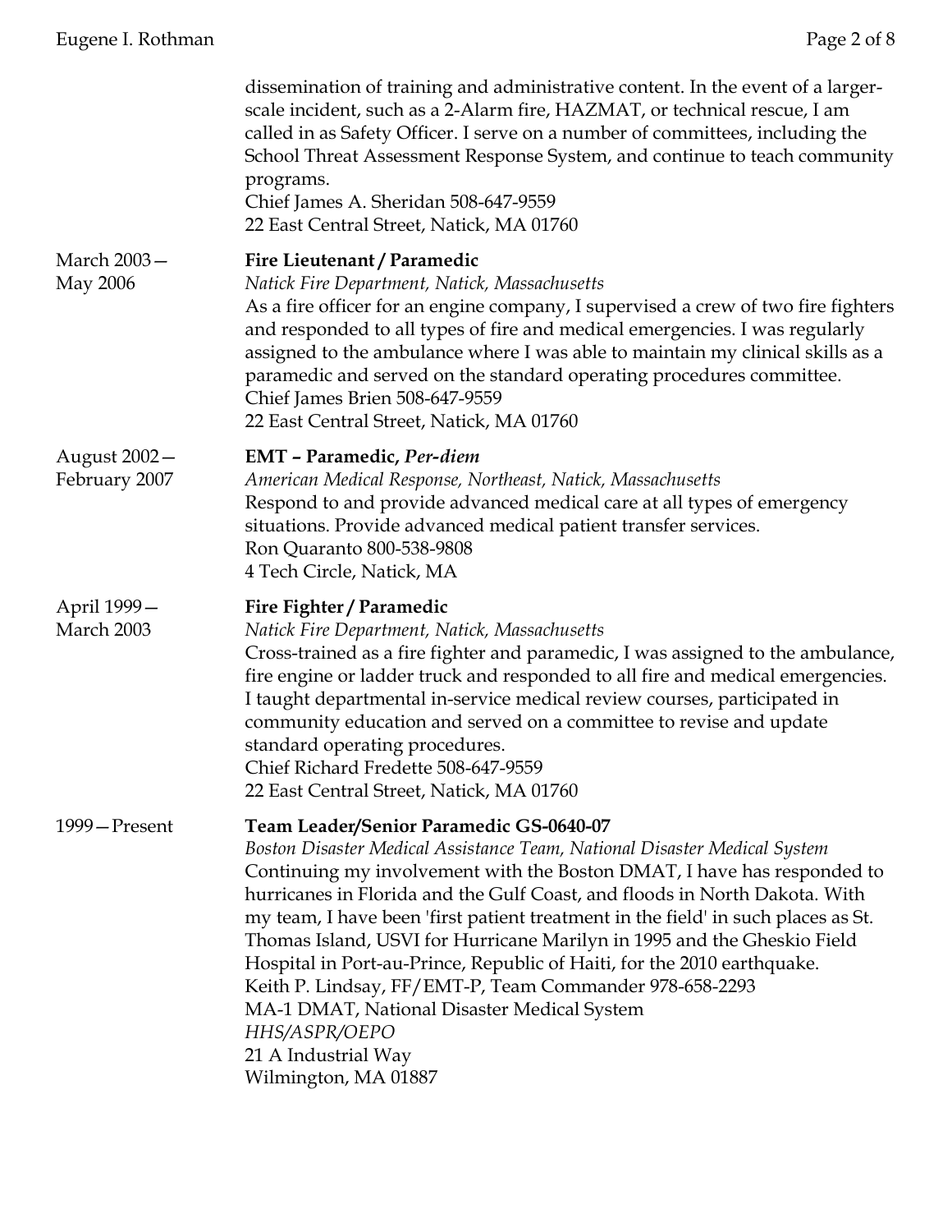dissemination of training and administrative content. In the event of a larger-scale incident, such as a 2-Alarm fire, HAZMAT, or technical rescue, I am called in as Safety Officer. I serve on a number of committees, including the School Threat Assessment Response System, and continue to teach community programs.
Chief James A. Sheridan 508-647-9559
22 East Central Street, Natick, MA 01760

March 2003—May 2006

**Fire Lieutenant / Paramedic**
*Natick Fire Department, Natick, Massachusetts*
As a fire officer for an engine company, I supervised a crew of two fire fighters and responded to all types of fire and medical emergencies. I was regularly assigned to the ambulance where I was able to maintain my clinical skills as a paramedic and served on the standard operating procedures committee.
Chief James Brien 508-647-9559
22 East Central Street, Natick, MA 01760

August 2002—February 2007

**EMT – Paramedic, *Per-diem***
*American Medical Response, Northeast, Natick, Massachusetts*
Respond to and provide advanced medical care at all types of emergency situations. Provide advanced medical patient transfer services.
Ron Quaranto 800-538-9808
4 Tech Circle, Natick, MA

April 1999—March 2003

**Fire Fighter / Paramedic**
*Natick Fire Department, Natick, Massachusetts*
Cross-trained as a fire fighter and paramedic, I was assigned to the ambulance, fire engine or ladder truck and responded to all fire and medical emergencies. I taught departmental in-service medical review courses, participated in community education and served on a committee to revise and update standard operating procedures.
Chief Richard Fredette 508-647-9559
22 East Central Street, Natick, MA 01760

1999—Present

**Team Leader/Senior Paramedic GS-0640-07**
*Boston Disaster Medical Assistance Team, National Disaster Medical System*
Continuing my involvement with the Boston DMAT, I have has responded to hurricanes in Florida and the Gulf Coast, and floods in North Dakota. With my team, I have been 'first patient treatment in the field' in such places as St. Thomas Island, USVI for Hurricane Marilyn in 1995 and the Gheskio Field Hospital in Port-au-Prince, Republic of Haiti, for the 2010 earthquake.
Keith P. Lindsay, FF/EMT-P, Team Commander 978-658-2293
MA-1 DMAT, National Disaster Medical System
*HHS/ASPR/OEPO*
21 A Industrial Way
Wilmington, MA 01887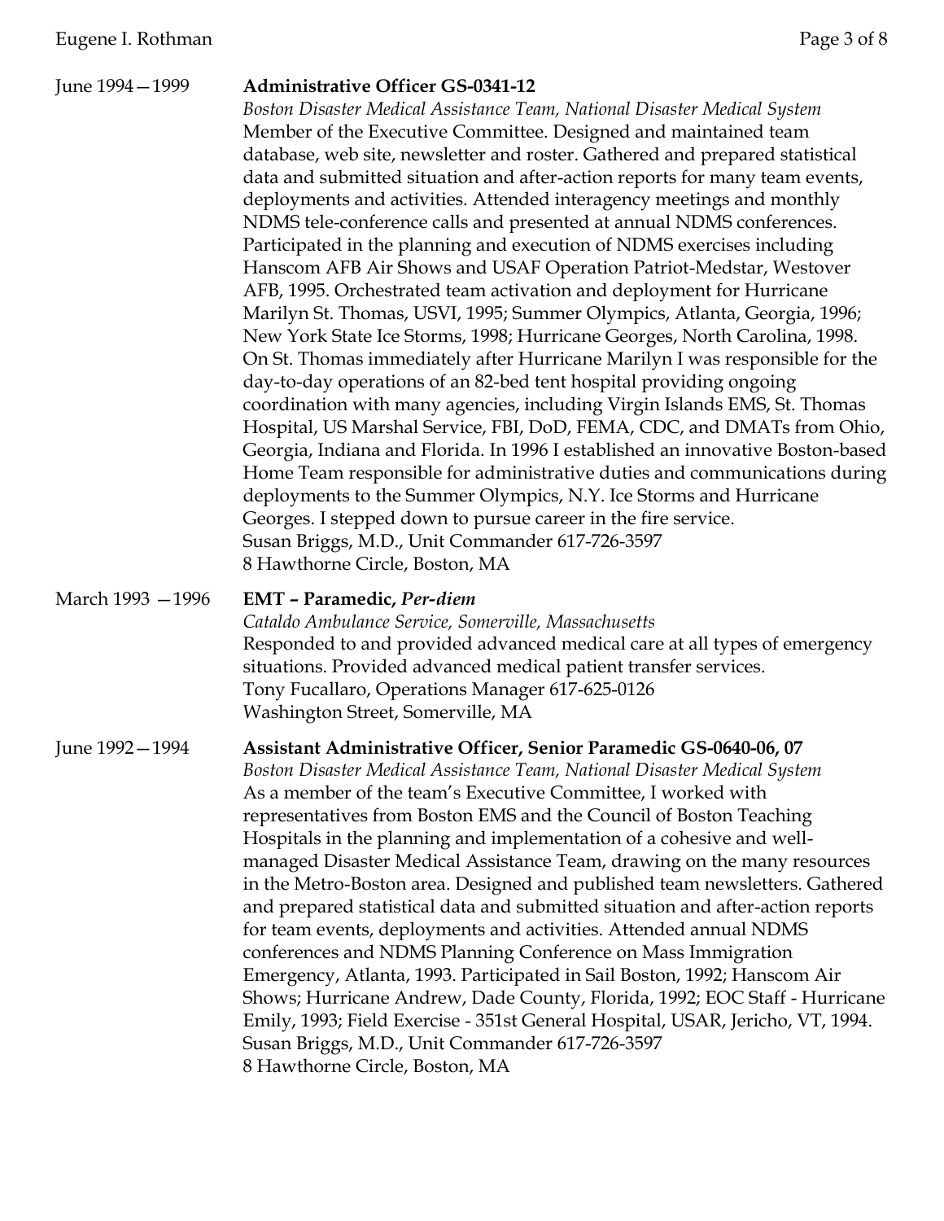June 1994—1999 **Administrative Officer GS-0341-12**
*Boston Disaster Medical Assistance Team, National Disaster Medical System*
Member of the Executive Committee. Designed and maintained team database, web site, newsletter and roster. Gathered and prepared statistical data and submitted situation and after-action reports for many team events, deployments and activities. Attended interagency meetings and monthly NDMS tele-conference calls and presented at annual NDMS conferences. Participated in the planning and execution of NDMS exercises including Hanscom AFB Air Shows and USAF Operation Patriot-Medstar, Westover AFB, 1995. Orchestrated team activation and deployment for Hurricane Marilyn St. Thomas, USVI, 1995; Summer Olympics, Atlanta, Georgia, 1996; New York State Ice Storms, 1998; Hurricane Georges, North Carolina, 1998. On St. Thomas immediately after Hurricane Marilyn I was responsible for the day-to-day operations of an 82-bed tent hospital providing ongoing coordination with many agencies, including Virgin Islands EMS, St. Thomas Hospital, US Marshal Service, FBI, DoD, FEMA, CDC, and DMATs from Ohio, Georgia, Indiana and Florida. In 1996 I established an innovative Boston-based Home Team responsible for administrative duties and communications during deployments to the Summer Olympics, N.Y. Ice Storms and Hurricane Georges. I stepped down to pursue career in the fire service.
Susan Briggs, M.D., Unit Commander 617-726-3597
8 Hawthorne Circle, Boston, MA

March 1993 —1996 **EMT – Paramedic, *Per-diem***
*Cataldo Ambulance Service, Somerville, Massachusetts*
Responded to and provided advanced medical care at all types of emergency situations. Provided advanced medical patient transfer services.
Tony Fucallaro, Operations Manager 617-625-0126
Washington Street, Somerville, MA

June 1992—1994 **Assistant Administrative Officer, Senior Paramedic GS-0640-06, 07**
*Boston Disaster Medical Assistance Team, National Disaster Medical System*
As a member of the team's Executive Committee, I worked with representatives from Boston EMS and the Council of Boston Teaching Hospitals in the planning and implementation of a cohesive and well-managed Disaster Medical Assistance Team, drawing on the many resources in the Metro-Boston area. Designed and published team newsletters. Gathered and prepared statistical data and submitted situation and after-action reports for team events, deployments and activities. Attended annual NDMS conferences and NDMS Planning Conference on Mass Immigration Emergency, Atlanta, 1993. Participated in Sail Boston, 1992; Hanscom Air Shows; Hurricane Andrew, Dade County, Florida, 1992; EOC Staff - Hurricane Emily, 1993; Field Exercise - 351st General Hospital, USAR, Jericho, VT, 1994.
Susan Briggs, M.D., Unit Commander 617-726-3597
8 Hawthorne Circle, Boston, MA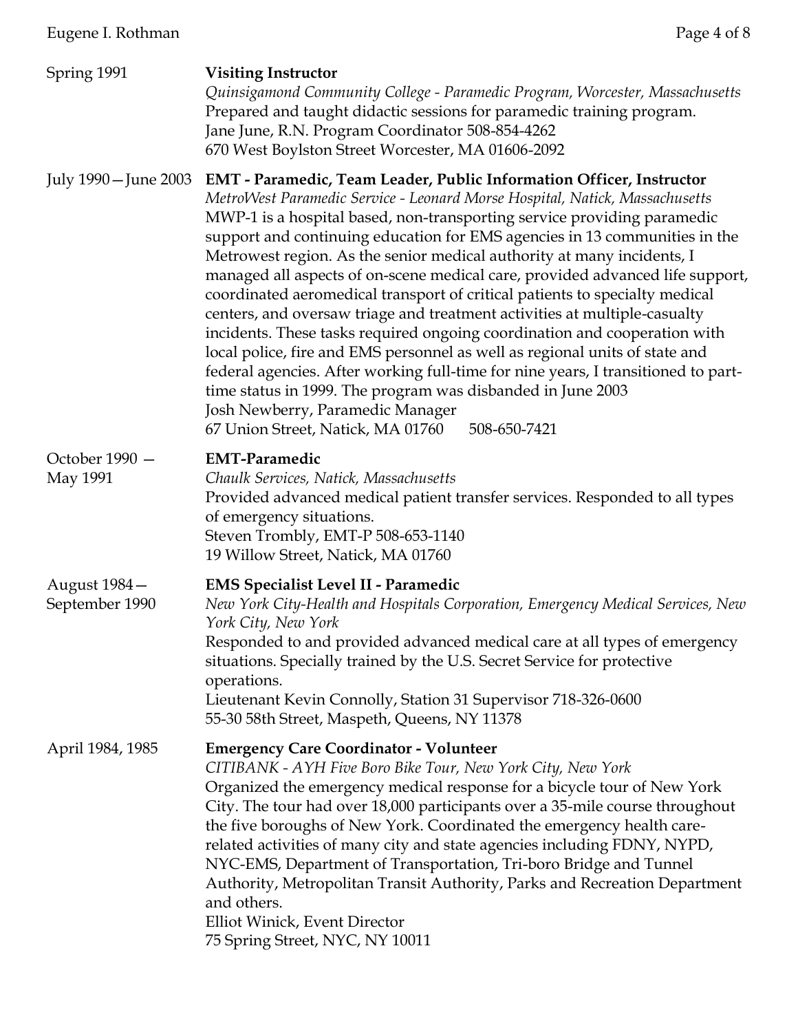Spring 1991 — **Visiting Instructor**
*Quinsigamond Community College - Paramedic Program, Worcester, Massachusetts*
Prepared and taught didactic sessions for paramedic training program.
Jane June, R.N. Program Coordinator 508-854-4262
670 West Boylston Street Worcester, MA 01606-2092

July 1990—June 2003 — **EMT - Paramedic, Team Leader, Public Information Officer, Instructor**
*MetroWest Paramedic Service - Leonard Morse Hospital, Natick, Massachusetts*
MWP-1 is a hospital based, non-transporting service providing paramedic support and continuing education for EMS agencies in 13 communities in the Metrowest region. As the senior medical authority at many incidents, I managed all aspects of on-scene medical care, provided advanced life support, coordinated aeromedical transport of critical patients to specialty medical centers, and oversaw triage and treatment activities at multiple-casualty incidents. These tasks required ongoing coordination and cooperation with local police, fire and EMS personnel as well as regional units of state and federal agencies. After working full-time for nine years, I transitioned to part-time status in 1999. The program was disbanded in June 2003
Josh Newberry, Paramedic Manager
67 Union Street, Natick, MA 01760 508-650-7421

October 1990 — May 1991 — **EMT-Paramedic**
*Chaulk Services, Natick, Massachusetts*
Provided advanced medical patient transfer services. Responded to all types of emergency situations.
Steven Trombly, EMT-P 508-653-1140
19 Willow Street, Natick, MA 01760

August 1984— September 1990 — **EMS Specialist Level II - Paramedic**
*New York City-Health and Hospitals Corporation, Emergency Medical Services, New York City, New York*
Responded to and provided advanced medical care at all types of emergency situations. Specially trained by the U.S. Secret Service for protective operations.
Lieutenant Kevin Connolly, Station 31 Supervisor 718-326-0600
55-30 58th Street, Maspeth, Queens, NY 11378

April 1984, 1985 — **Emergency Care Coordinator - Volunteer**
*CITIBANK - AYH Five Boro Bike Tour, New York City, New York*
Organized the emergency medical response for a bicycle tour of New York City. The tour had over 18,000 participants over a 35-mile course throughout the five boroughs of New York. Coordinated the emergency health care-related activities of many city and state agencies including FDNY, NYPD, NYC-EMS, Department of Transportation, Tri-boro Bridge and Tunnel Authority, Metropolitan Transit Authority, Parks and Recreation Department and others.
Elliot Winick, Event Director
75 Spring Street, NYC, NY 10011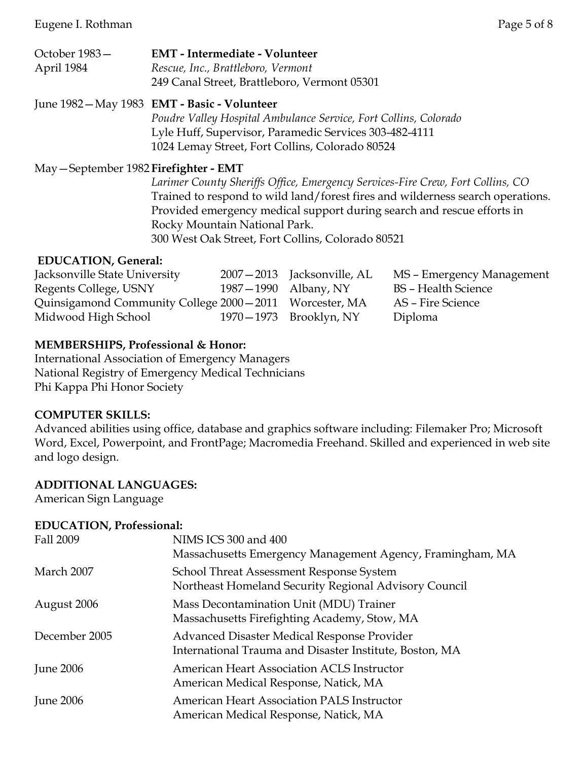October 1983—April 1984 **EMT - Intermediate - Volunteer**
*Rescue, Inc., Brattleboro, Vermont*
249 Canal Street, Brattleboro, Vermont 05301

June 1982—May 1983 **EMT - Basic - Volunteer**
*Poudre Valley Hospital Ambulance Service, Fort Collins, Colorado*
Lyle Huff, Supervisor, Paramedic Services 303-482-4111
1024 Lemay Street, Fort Collins, Colorado 80524

May—September 1982 **Firefighter - EMT**
*Larimer County Sheriffs Office, Emergency Services-Fire Crew, Fort Collins, CO*
Trained to respond to wild land/forest fires and wilderness search operations. Provided emergency medical support during search and rescue efforts in Rocky Mountain National Park.
300 West Oak Street, Fort Collins, Colorado 80521

**EDUCATION, General:**

| | | | |
|---|---|---|---|
| Jacksonville State University | 2007—2013 | Jacksonville, AL | MS – Emergency Management |
| Regents College, USNY | 1987—1990 | Albany, NY | BS – Health Science |
| Quinsigamond Community College | 2000—2011 | Worcester, MA | AS – Fire Science |
| Midwood High School | 1970—1973 | Brooklyn, NY | Diploma |

**MEMBERSHIPS, Professional & Honor:**
International Association of Emergency Managers
National Registry of Emergency Medical Technicians
Phi Kappa Phi Honor Society

**COMPUTER SKILLS:**
Advanced abilities using office, database and graphics software including: Filemaker Pro; Microsoft Word, Excel, Powerpoint, and FrontPage; Macromedia Freehand. Skilled and experienced in web site and logo design.

**ADDITIONAL LANGUAGES:**
American Sign Language

**EDUCATION, Professional:**

| | |
|---|---|
| Fall 2009 | NIMS ICS 300 and 400<br>Massachusetts Emergency Management Agency, Framingham, MA |
| March 2007 | School Threat Assessment Response System<br>Northeast Homeland Security Regional Advisory Council |
| August 2006 | Mass Decontamination Unit (MDU) Trainer<br>Massachusetts Firefighting Academy, Stow, MA |
| December 2005 | Advanced Disaster Medical Response Provider<br>International Trauma and Disaster Institute, Boston, MA |
| June 2006 | American Heart Association ACLS Instructor<br>American Medical Response, Natick, MA |
| June 2006 | American Heart Association PALS Instructor<br>American Medical Response, Natick, MA |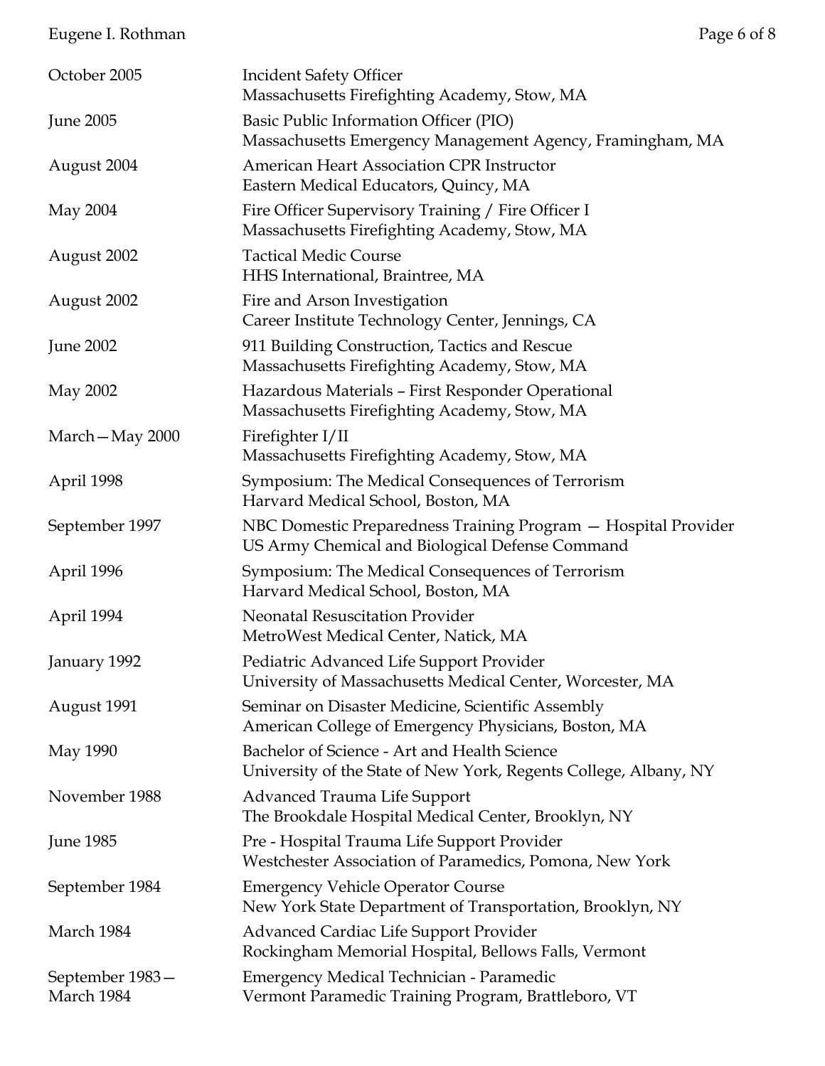| | |
|---|---|
| October 2005 | Incident Safety Officer<br>Massachusetts Firefighting Academy, Stow, MA |
| June 2005 | Basic Public Information Officer (PIO)<br>Massachusetts Emergency Management Agency, Framingham, MA |
| August 2004 | American Heart Association CPR Instructor<br>Eastern Medical Educators, Quincy, MA |
| May 2004 | Fire Officer Supervisory Training / Fire Officer I<br>Massachusetts Firefighting Academy, Stow, MA |
| August 2002 | Tactical Medic Course<br>HHS International, Braintree, MA |
| August 2002 | Fire and Arson Investigation<br>Career Institute Technology Center, Jennings, CA |
| June 2002 | 911 Building Construction, Tactics and Rescue<br>Massachusetts Firefighting Academy, Stow, MA |
| May 2002 | Hazardous Materials – First Responder Operational<br>Massachusetts Firefighting Academy, Stow, MA |
| March—May 2000 | Firefighter I/II<br>Massachusetts Firefighting Academy, Stow, MA |
| April 1998 | Symposium: The Medical Consequences of Terrorism<br>Harvard Medical School, Boston, MA |
| September 1997 | NBC Domestic Preparedness Training Program — Hospital Provider<br>US Army Chemical and Biological Defense Command |
| April 1996 | Symposium: The Medical Consequences of Terrorism<br>Harvard Medical School, Boston, MA |
| April 1994 | Neonatal Resuscitation Provider<br>MetroWest Medical Center, Natick, MA |
| January 1992 | Pediatric Advanced Life Support Provider<br>University of Massachusetts Medical Center, Worcester, MA |
| August 1991 | Seminar on Disaster Medicine, Scientific Assembly<br>American College of Emergency Physicians, Boston, MA |
| May 1990 | Bachelor of Science - Art and Health Science<br>University of the State of New York, Regents College, Albany, NY |
| November 1988 | Advanced Trauma Life Support<br>The Brookdale Hospital Medical Center, Brooklyn, NY |
| June 1985 | Pre - Hospital Trauma Life Support Provider<br>Westchester Association of Paramedics, Pomona, New York |
| September 1984 | Emergency Vehicle Operator Course<br>New York State Department of Transportation, Brooklyn, NY |
| March 1984 | Advanced Cardiac Life Support Provider<br>Rockingham Memorial Hospital, Bellows Falls, Vermont |
| September 1983—March 1984 | Emergency Medical Technician - Paramedic<br>Vermont Paramedic Training Program, Brattleboro, VT |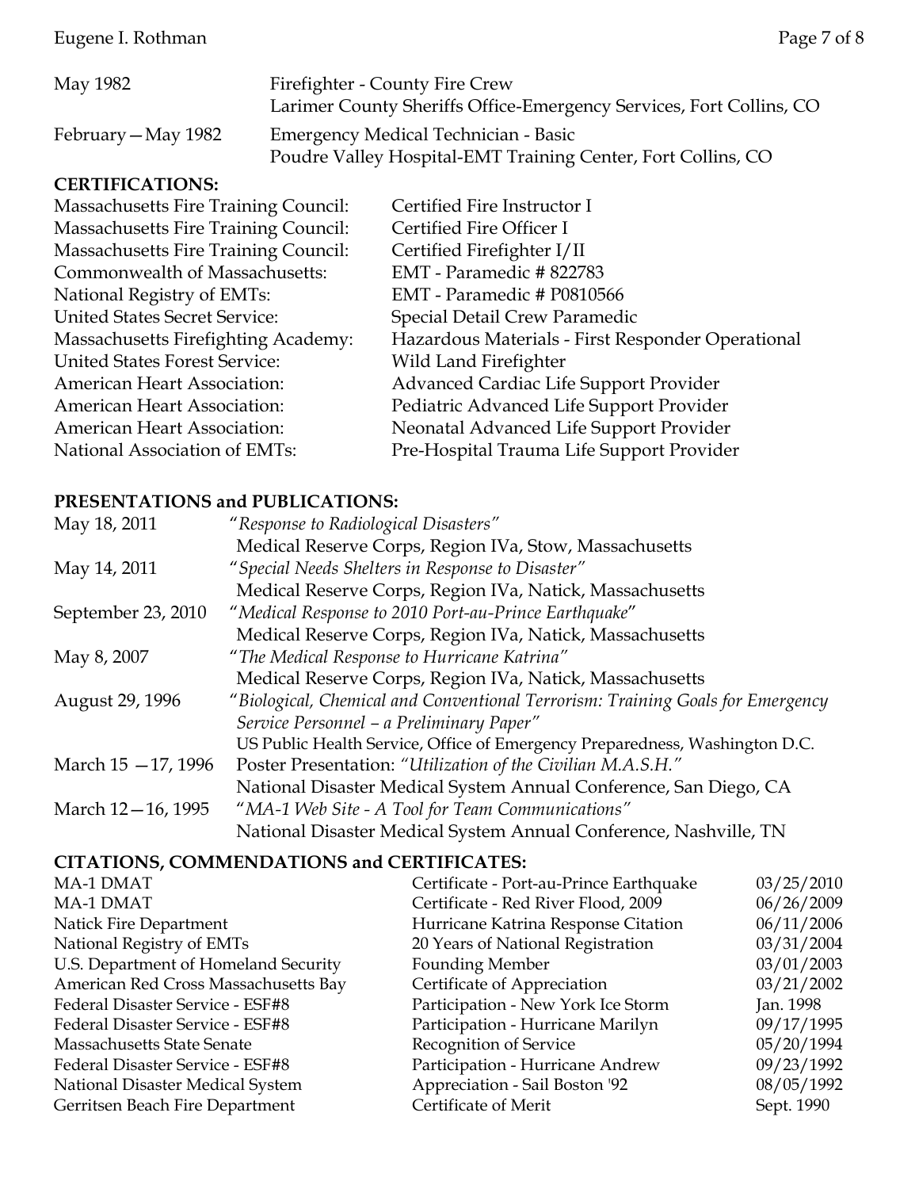| | |
|---|---|
| May 1982 | Firefighter - County Fire Crew<br>Larimer County Sheriffs Office-Emergency Services, Fort Collins, CO |
| February—May 1982 | Emergency Medical Technician - Basic<br>Poudre Valley Hospital-EMT Training Center, Fort Collins, CO |

**CERTIFICATIONS:**

| | |
|---|---|
| Massachusetts Fire Training Council: | Certified Fire Instructor I |
| Massachusetts Fire Training Council: | Certified Fire Officer I |
| Massachusetts Fire Training Council: | Certified Firefighter I/II |
| Commonwealth of Massachusetts: | EMT - Paramedic # 822783 |
| National Registry of EMTs: | EMT - Paramedic # P0810566 |
| United States Secret Service: | Special Detail Crew Paramedic |
| Massachusetts Firefighting Academy: | Hazardous Materials - First Responder Operational |
| United States Forest Service: | Wild Land Firefighter |
| American Heart Association: | Advanced Cardiac Life Support Provider |
| American Heart Association: | Pediatric Advanced Life Support Provider |
| American Heart Association: | Neonatal Advanced Life Support Provider |
| National Association of EMTs: | Pre-Hospital Trauma Life Support Provider |

**PRESENTATIONS and PUBLICATIONS:**

| | |
|---|---|
| May 18, 2011 | "*Response to Radiological Disasters*"<br>Medical Reserve Corps, Region IVa, Stow, Massachusetts |
| May 14, 2011 | "*Special Needs Shelters in Response to Disaster*"<br>Medical Reserve Corps, Region IVa, Natick, Massachusetts |
| September 23, 2010 | "*Medical Response to 2010 Port-au-Prince Earthquake*"<br>Medical Reserve Corps, Region IVa, Natick, Massachusetts |
| May 8, 2007 | "*The Medical Response to Hurricane Katrina*"<br>Medical Reserve Corps, Region IVa, Natick, Massachusetts |
| August 29, 1996 | "*Biological, Chemical and Conventional Terrorism: Training Goals for Emergency Service Personnel – a Preliminary Paper*"<br>US Public Health Service, Office of Emergency Preparedness, Washington D.C. |
| March 15 —17, 1996 | Poster Presentation: *"Utilization of the Civilian M.A.S.H."*<br>National Disaster Medical System Annual Conference, San Diego, CA |
| March 12—16, 1995 | "*MA-1 Web Site - A Tool for Team Communications*"<br>National Disaster Medical System Annual Conference, Nashville, TN |

**CITATIONS, COMMENDATIONS and CERTIFICATES:**

| | | |
|---|---|---|
| MA-1 DMAT | Certificate - Port-au-Prince Earthquake | 03/25/2010 |
| MA-1 DMAT | Certificate - Red River Flood, 2009 | 06/26/2009 |
| Natick Fire Department | Hurricane Katrina Response Citation | 06/11/2006 |
| National Registry of EMTs | 20 Years of National Registration | 03/31/2004 |
| U.S. Department of Homeland Security | Founding Member | 03/01/2003 |
| American Red Cross Massachusetts Bay | Certificate of Appreciation | 03/21/2002 |
| Federal Disaster Service - ESF#8 | Participation - New York Ice Storm | Jan. 1998 |
| Federal Disaster Service - ESF#8 | Participation - Hurricane Marilyn | 09/17/1995 |
| Massachusetts State Senate | Recognition of Service | 05/20/1994 |
| Federal Disaster Service - ESF#8 | Participation - Hurricane Andrew | 09/23/1992 |
| National Disaster Medical System | Appreciation - Sail Boston '92 | 08/05/1992 |
| Gerritsen Beach Fire Department | Certificate of Merit | Sept. 1990 |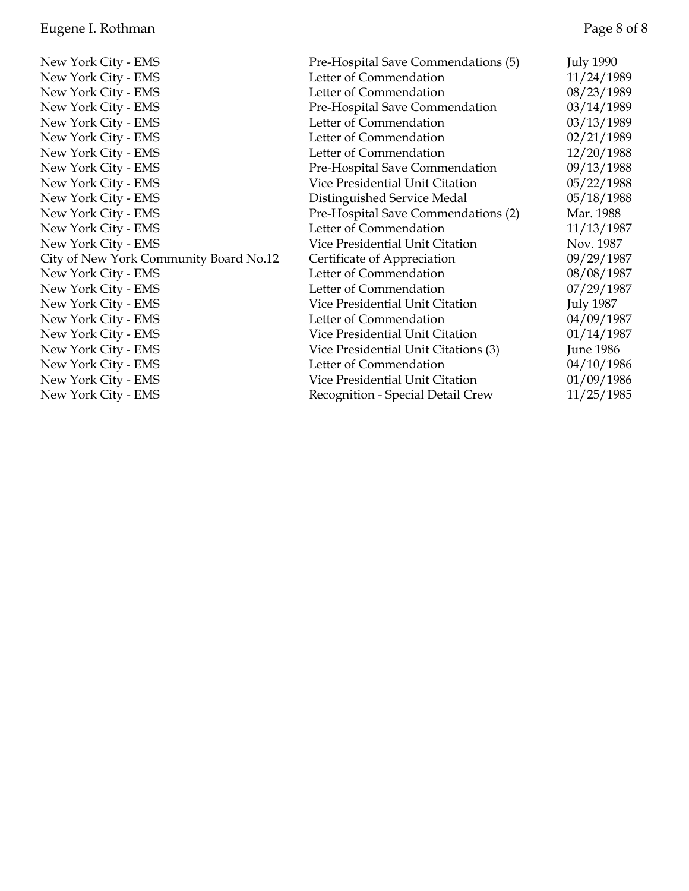| | | |
|---|---|---|
| New York City - EMS | Pre-Hospital Save Commendations (5) | July 1990 |
| New York City - EMS | Letter of Commendation | 11/24/1989 |
| New York City - EMS | Letter of Commendation | 08/23/1989 |
| New York City - EMS | Pre-Hospital Save Commendation | 03/14/1989 |
| New York City - EMS | Letter of Commendation | 03/13/1989 |
| New York City - EMS | Letter of Commendation | 02/21/1989 |
| New York City - EMS | Letter of Commendation | 12/20/1988 |
| New York City - EMS | Pre-Hospital Save Commendation | 09/13/1988 |
| New York City - EMS | Vice Presidential Unit Citation | 05/22/1988 |
| New York City - EMS | Distinguished Service Medal | 05/18/1988 |
| New York City - EMS | Pre-Hospital Save Commendations (2) | Mar. 1988 |
| New York City - EMS | Letter of Commendation | 11/13/1987 |
| New York City - EMS | Vice Presidential Unit Citation | Nov. 1987 |
| City of New York Community Board No.12 | Certificate of Appreciation | 09/29/1987 |
| New York City - EMS | Letter of Commendation | 08/08/1987 |
| New York City - EMS | Letter of Commendation | 07/29/1987 |
| New York City - EMS | Vice Presidential Unit Citation | July 1987 |
| New York City - EMS | Letter of Commendation | 04/09/1987 |
| New York City - EMS | Vice Presidential Unit Citation | 01/14/1987 |
| New York City - EMS | Vice Presidential Unit Citations (3) | June 1986 |
| New York City - EMS | Letter of Commendation | 04/10/1986 |
| New York City - EMS | Vice Presidential Unit Citation | 01/09/1986 |
| New York City - EMS | Recognition - Special Detail Crew | 11/25/1985 |